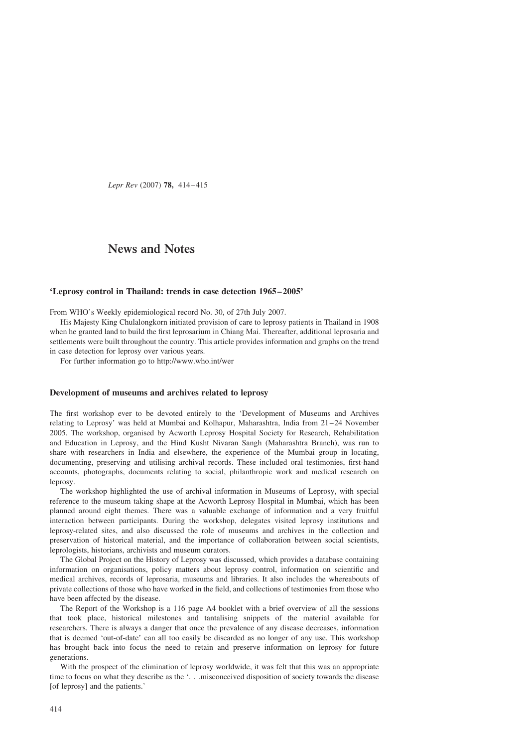# News and Notes

## 'Leprosy control in Thailand: trends in case detection 1965–2005'

From WHO's Weekly epidemiological record No. 30, of 27th July 2007.

His Majesty King Chulalongkorn initiated provision of care to leprosy patients in Thailand in 1908 when he granted land to build the first leprosarium in Chiang Mai. Thereafter, additional leprosaria and settlements were built throughout the country. This article provides information and graphs on the trend in case detection for leprosy over various years.

For further information go to http://www.who.int/wer

## Development of museums and archives related to leprosy

The first workshop ever to be devoted entirely to the 'Development of Museums and Archives relating to Leprosy' was held at Mumbai and Kolhapur, Maharashtra, India from 21–24 November 2005. The workshop, organised by Acworth Leprosy Hospital Society for Research, Rehabilitation and Education in Leprosy, and the Hind Kusht Nivaran Sangh (Maharashtra Branch), was run to share with researchers in India and elsewhere, the experience of the Mumbai group in locating, documenting, preserving and utilising archival records. These included oral testimonies, first-hand accounts, photographs, documents relating to social, philanthropic work and medical research on leprosy.

The workshop highlighted the use of archival information in Museums of Leprosy, with special reference to the museum taking shape at the Acworth Leprosy Hospital in Mumbai, which has been planned around eight themes. There was a valuable exchange of information and a very fruitful interaction between participants. During the workshop, delegates visited leprosy institutions and leprosy-related sites, and also discussed the role of museums and archives in the collection and preservation of historical material, and the importance of collaboration between social scientists, leprologists, historians, archivists and museum curators.

The Global Project on the History of Leprosy was discussed, which provides a database containing information on organisations, policy matters about leprosy control, information on scientific and medical archives, records of leprosaria, museums and libraries. It also includes the whereabouts of private collections of those who have worked in the field, and collections of testimonies from those who have been affected by the disease.

The Report of the Workshop is a 116 page A4 booklet with a brief overview of all the sessions that took place, historical milestones and tantalising snippets of the material available for researchers. There is always a danger that once the prevalence of any disease decreases, information that is deemed 'out-of-date' can all too easily be discarded as no longer of any use. This workshop has brought back into focus the need to retain and preserve information on leprosy for future generations.

With the prospect of the elimination of leprosy worldwide, it was felt that this was an appropriate time to focus on what they describe as the '. . .misconceived disposition of society towards the disease [of leprosy] and the patients.'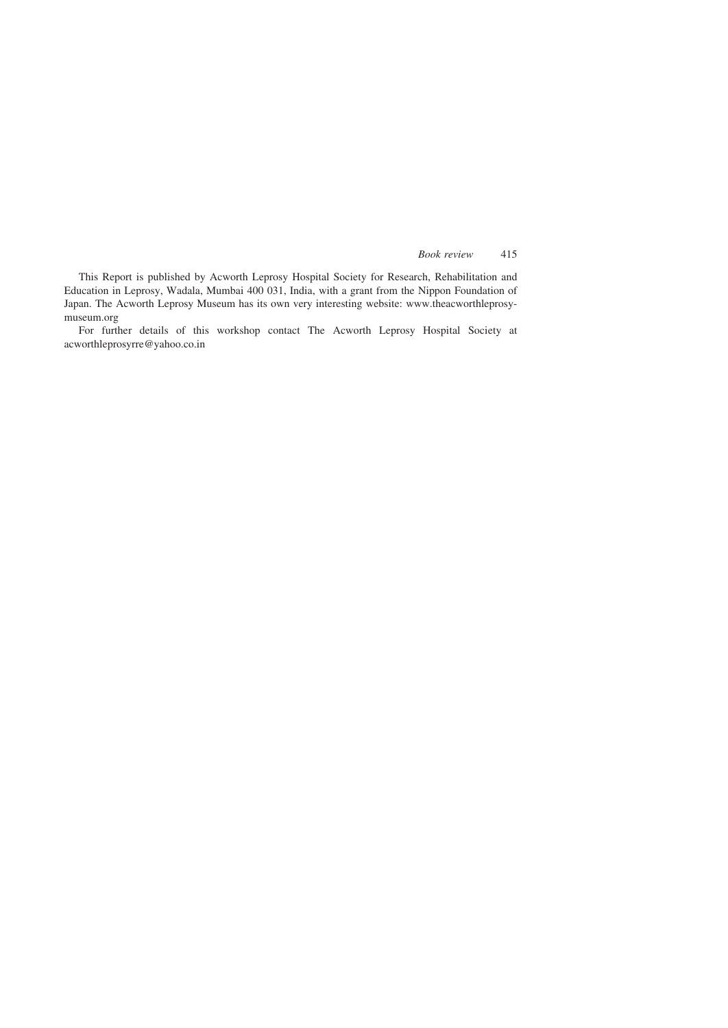This Report is published by Acworth Leprosy Hospital Society for Research, Rehabilitation and Education in Leprosy, Wadala, Mumbai 400 031, India, with a grant from the Nippon Foundation of Japan. The Acworth Leprosy Museum has its own very interesting website: www.theacworthleprosy-museum.org

For further details of this workshop contact The Acworth Leprosy Hospital Society at acworthleprosyrre@yahoo.co.in